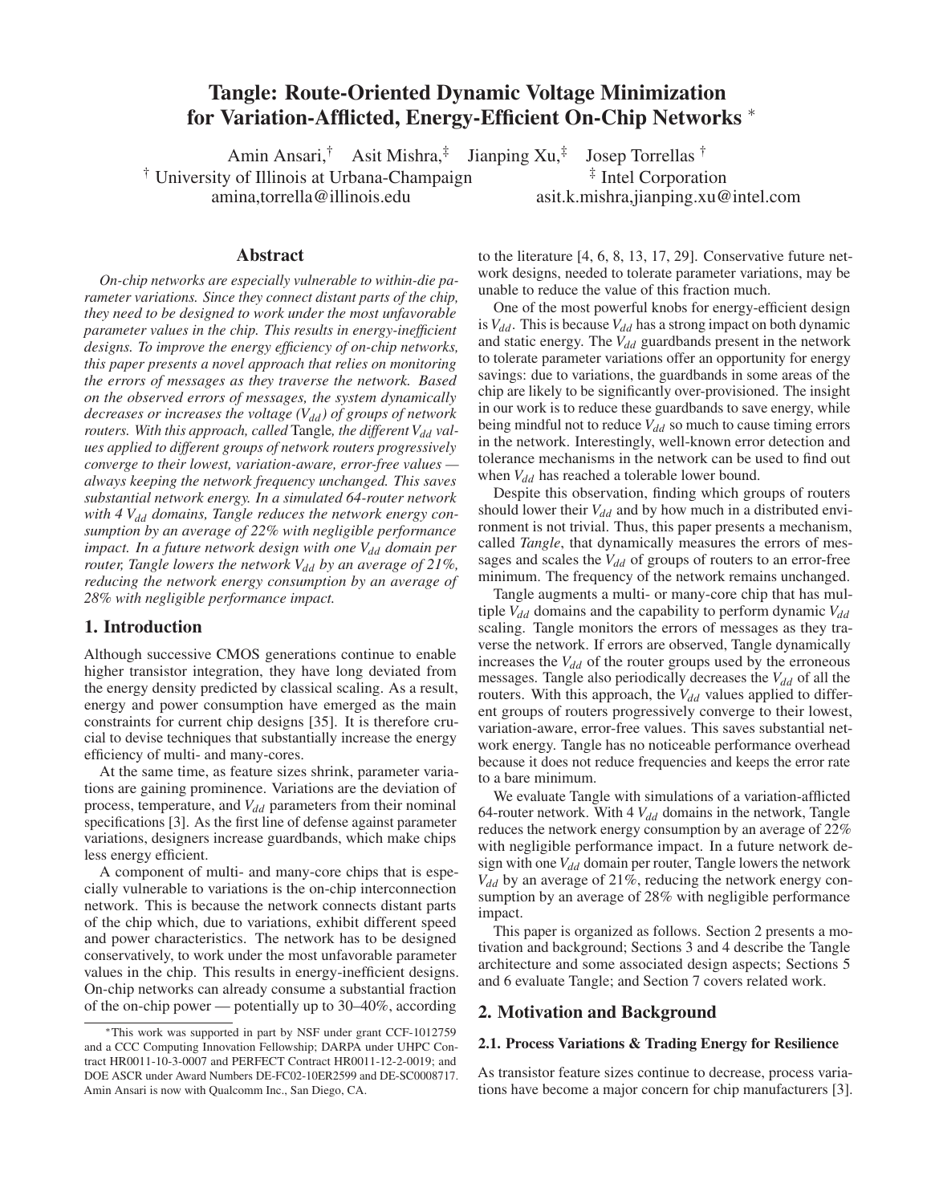# Tangle: Route-Oriented Dynamic Voltage Minimization for Variation-Afflicted, Energy-Efficient On-Chip Networks *

Amin Ansari,[†] Asit Mishra,[‡] Jianping Xu,[‡] Josep Torrellas [†]

[†] University of Illinois at Urbana-Champaign — amina,torrella@illinois.edu

[‡] Intel Corporation — asit.k.mishra,jianping.xu@intel.com

## Abstract

*On-chip networks are especially vulnerable to within-die parameter variations. Since they connect distant parts of the chip, they need to be designed to work under the most unfavorable parameter values in the chip. This results in energy-inefficient designs. To improve the energy efficiency of on-chip networks, this paper presents a novel approach that relies on monitoring the errors of messages as they traverse the network. Based on the observed errors of messages, the system dynamically decreases or increases the voltage ($V_{dd}$) of groups of network routers. With this approach, called* Tangle*, the different $V_{dd}$ values applied to different groups of network routers progressively converge to their lowest, variation-aware, error-free values — always keeping the network frequency unchanged. This saves substantial network energy. In a simulated 64-router network with 4 $V_{dd}$ domains, Tangle reduces the network energy consumption by an average of 22% with negligible performance impact. In a future network design with one $V_{dd}$ domain per router, Tangle lowers the network $V_{dd}$ by an average of 21%, reducing the network energy consumption by an average of 28% with negligible performance impact.*

## 1. Introduction

Although successive CMOS generations continue to enable higher transistor integration, they have long deviated from the energy density predicted by classical scaling. As a result, energy and power consumption have emerged as the main constraints for current chip designs [35]. It is therefore crucial to devise techniques that substantially increase the energy efficiency of multi- and many-cores.

At the same time, as feature sizes shrink, parameter variations are gaining prominence. Variations are the deviation of process, temperature, and $V_{dd}$ parameters from their nominal specifications [3]. As the first line of defense against parameter variations, designers increase guardbands, which make chips less energy efficient.

A component of multi- and many-core chips that is especially vulnerable to variations is the on-chip interconnection network. This is because the network connects distant parts of the chip which, due to variations, exhibit different speed and power characteristics. The network has to be designed conservatively, to work under the most unfavorable parameter values in the chip. This results in energy-inefficient designs. On-chip networks can already consume a substantial fraction of the on-chip power — potentially up to 30–40%, according to the literature [4, 6, 8, 13, 17, 29]. Conservative future network designs, needed to tolerate parameter variations, may be unable to reduce the value of this fraction much.

One of the most powerful knobs for energy-efficient design is $V_{dd}$. This is because $V_{dd}$ has a strong impact on both dynamic and static energy. The $V_{dd}$ guardbands present in the network to tolerate parameter variations offer an opportunity for energy savings: due to variations, the guardbands in some areas of the chip are likely to be significantly over-provisioned. The insight in our work is to reduce these guardbands to save energy, while being mindful not to reduce $V_{dd}$ so much to cause timing errors in the network. Interestingly, well-known error detection and tolerance mechanisms in the network can be used to find out when $V_{dd}$ has reached a tolerable lower bound.

Despite this observation, finding which groups of routers should lower their $V_{dd}$ and by how much in a distributed environment is not trivial. Thus, this paper presents a mechanism, called *Tangle*, that dynamically measures the errors of messages and scales the $V_{dd}$ of groups of routers to an error-free minimum. The frequency of the network remains unchanged.

Tangle augments a multi- or many-core chip that has multiple $V_{dd}$ domains and the capability to perform dynamic $V_{dd}$ scaling. Tangle monitors the errors of messages as they traverse the network. If errors are observed, Tangle dynamically increases the $V_{dd}$ of the router groups used by the erroneous messages. Tangle also periodically decreases the $V_{dd}$ of all the routers. With this approach, the $V_{dd}$ values applied to different groups of routers progressively converge to their lowest, variation-aware, error-free values. This saves substantial network energy. Tangle has no noticeable performance overhead because it does not reduce frequencies and keeps the error rate to a bare minimum.

We evaluate Tangle with simulations of a variation-afflicted 64-router network. With 4 $V_{dd}$ domains in the network, Tangle reduces the network energy consumption by an average of 22% with negligible performance impact. In a future network design with one $V_{dd}$ domain per router, Tangle lowers the network $V_{dd}$ by an average of 21%, reducing the network energy consumption by an average of 28% with negligible performance impact.

This paper is organized as follows. Section 2 presents a motivation and background; Sections 3 and 4 describe the Tangle architecture and some associated design aspects; Sections 5 and 6 evaluate Tangle; and Section 7 covers related work.

## 2. Motivation and Background

### 2.1. Process Variations & Trading Energy for Resilience

As transistor feature sizes continue to decrease, process variations have become a major concern for chip manufacturers [3].

---

*This work was supported in part by NSF under grant CCF-1012759 and a CCC Computing Innovation Fellowship; DARPA under UHPC Contract HR0011-10-3-0007 and PERFECT Contract HR0011-12-2-0019; and DOE ASCR under Award Numbers DE-FC02-10ER2599 and DE-SC0008717. Amin Ansari is now with Qualcomm Inc., San Diego, CA.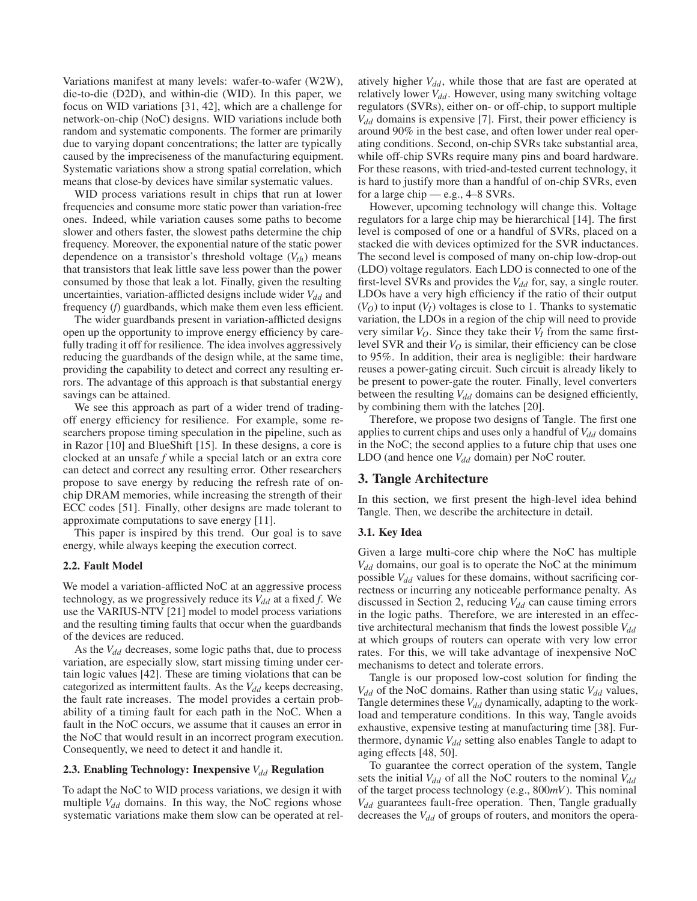Variations manifest at many levels: wafer-to-wafer (W2W), die-to-die (D2D), and within-die (WID). In this paper, we focus on WID variations [31, 42], which are a challenge for network-on-chip (NoC) designs. WID variations include both random and systematic components. The former are primarily due to varying dopant concentrations; the latter are typically caused by the impreciseness of the manufacturing equipment. Systematic variations show a strong spatial correlation, which means that close-by devices have similar systematic values.

WID process variations result in chips that run at lower frequencies and consume more static power than variation-free ones. Indeed, while variation causes some paths to become slower and others faster, the slowest paths determine the chip frequency. Moreover, the exponential nature of the static power dependence on a transistor's threshold voltage ($V_{th}$) means that transistors that leak little save less power than the power consumed by those that leak a lot. Finally, given the resulting uncertainties, variation-afflicted designs include wider $V_{dd}$ and frequency ($f$) guardbands, which make them even less efficient.

The wider guardbands present in variation-afflicted designs open up the opportunity to improve energy efficiency by carefully trading it off for resilience. The idea involves aggressively reducing the guardbands of the design while, at the same time, providing the capability to detect and correct any resulting errors. The advantage of this approach is that substantial energy savings can be attained.

We see this approach as part of a wider trend of trading-off energy efficiency for resilience. For example, some researchers propose timing speculation in the pipeline, such as in Razor [10] and BlueShift [15]. In these designs, a core is clocked at an unsafe $f$ while a special latch or an extra core can detect and correct any resulting error. Other researchers propose to save energy by reducing the refresh rate of on-chip DRAM memories, while increasing the strength of their ECC codes [51]. Finally, other designs are made tolerant to approximate computations to save energy [11].

This paper is inspired by this trend. Our goal is to save energy, while always keeping the execution correct.

### 2.2. Fault Model

We model a variation-afflicted NoC at an aggressive process technology, as we progressively reduce its $V_{dd}$ at a fixed $f$. We use the VARIUS-NTV [21] model to model process variations and the resulting timing faults that occur when the guardbands of the devices are reduced.

As the $V_{dd}$ decreases, some logic paths that, due to process variation, are especially slow, start missing timing under certain logic values [42]. These are timing violations that can be categorized as intermittent faults. As the $V_{dd}$ keeps decreasing, the fault rate increases. The model provides a certain probability of a timing fault for each path in the NoC. When a fault in the NoC occurs, we assume that it causes an error in the NoC that would result in an incorrect program execution. Consequently, we need to detect it and handle it.

### 2.3. Enabling Technology: Inexpensive $V_{dd}$ Regulation

To adapt the NoC to WID process variations, we design it with multiple $V_{dd}$ domains. In this way, the NoC regions whose systematic variations make them slow can be operated at relatively higher $V_{dd}$, while those that are fast are operated at relatively lower $V_{dd}$. However, using many switching voltage regulators (SVRs), either on- or off-chip, to support multiple $V_{dd}$ domains is expensive [7]. First, their power efficiency is around 90% in the best case, and often lower under real operating conditions. Second, on-chip SVRs take substantial area, while off-chip SVRs require many pins and board hardware. For these reasons, with tried-and-tested current technology, it is hard to justify more than a handful of on-chip SVRs, even for a large chip — e.g., 4–8 SVRs.

However, upcoming technology will change this. Voltage regulators for a large chip may be hierarchical [14]. The first level is composed of one or a handful of SVRs, placed on a stacked die with devices optimized for the SVR inductances. The second level is composed of many on-chip low-drop-out (LDO) voltage regulators. Each LDO is connected to one of the first-level SVRs and provides the $V_{dd}$ for, say, a single router. LDOs have a very high efficiency if the ratio of their output ($V_O$) to input ($V_I$) voltages is close to 1. Thanks to systematic variation, the LDOs in a region of the chip will need to provide very similar $V_O$. Since they take their $V_I$ from the same first-level SVR and their $V_O$ is similar, their efficiency can be close to 95%. In addition, their area is negligible: their hardware reuses a power-gating circuit. Such circuit is already likely to be present to power-gate the router. Finally, level converters between the resulting $V_{dd}$ domains can be designed efficiently, by combining them with the latches [20].

Therefore, we propose two designs of Tangle. The first one applies to current chips and uses only a handful of $V_{dd}$ domains in the NoC; the second applies to a future chip that uses one LDO (and hence one $V_{dd}$ domain) per NoC router.

## 3. Tangle Architecture

In this section, we first present the high-level idea behind Tangle. Then, we describe the architecture in detail.

### 3.1. Key Idea

Given a large multi-core chip where the NoC has multiple $V_{dd}$ domains, our goal is to operate the NoC at the minimum possible $V_{dd}$ values for these domains, without sacrificing correctness or incurring any noticeable performance penalty. As discussed in Section 2, reducing $V_{dd}$ can cause timing errors in the logic paths. Therefore, we are interested in an effective architectural mechanism that finds the lowest possible $V_{dd}$ at which groups of routers can operate with very low error rates. For this, we will take advantage of inexpensive NoC mechanisms to detect and tolerate errors.

Tangle is our proposed low-cost solution for finding the $V_{dd}$ of the NoC domains. Rather than using static $V_{dd}$ values, Tangle determines these $V_{dd}$ dynamically, adapting to the workload and temperature conditions. In this way, Tangle avoids exhaustive, expensive testing at manufacturing time [38]. Furthermore, dynamic $V_{dd}$ setting also enables Tangle to adapt to aging effects [48, 50].

To guarantee the correct operation of the system, Tangle sets the initial $V_{dd}$ of all the NoC routers to the nominal $V_{dd}$ of the target process technology (e.g., $800mV$). This nominal $V_{dd}$ guarantees fault-free operation. Then, Tangle gradually decreases the $V_{dd}$ of groups of routers, and monitors the opera-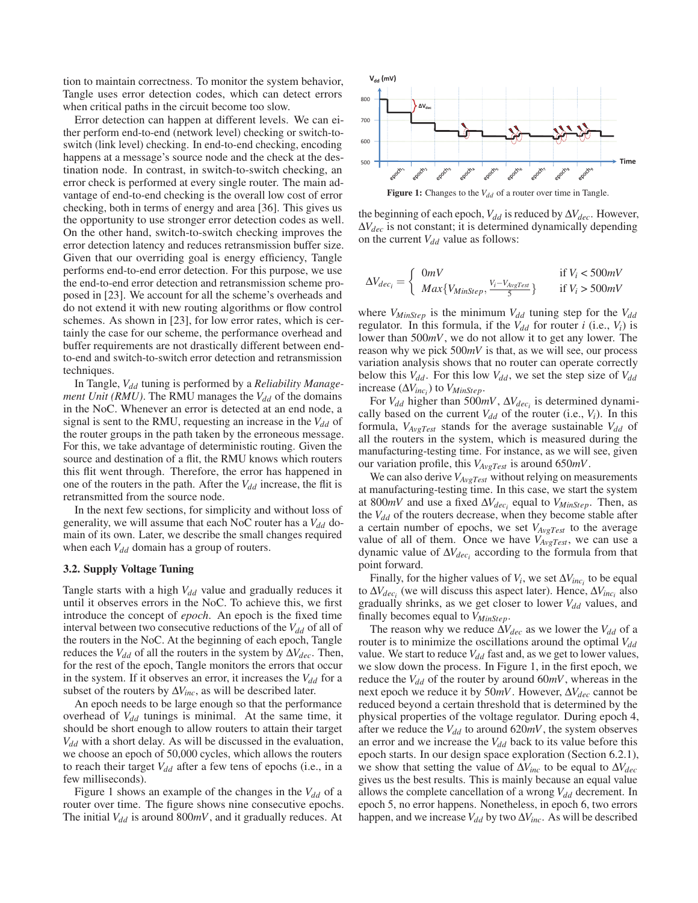tion to maintain correctness. To monitor the system behavior, Tangle uses error detection codes, which can detect errors when critical paths in the circuit become too slow.

Error detection can happen at different levels. We can either perform end-to-end (network level) checking or switch-to-switch (link level) checking. In end-to-end checking, encoding happens at a message's source node and the check at the destination node. In contrast, in switch-to-switch checking, an error check is performed at every single router. The main advantage of end-to-end checking is the overall low cost of error checking, both in terms of energy and area [36]. This gives us the opportunity to use stronger error detection codes as well. On the other hand, switch-to-switch checking improves the error detection latency and reduces retransmission buffer size. Given that our overriding goal is energy efficiency, Tangle performs end-to-end error detection. For this purpose, we use the end-to-end error detection and retransmission scheme proposed in [23]. We account for all the scheme's overheads and do not extend it with new routing algorithms or flow control schemes. As shown in [23], for low error rates, which is certainly the case for our scheme, the performance overhead and buffer requirements are not drastically different between end-to-end and switch-to-switch error detection and retransmission techniques.

In Tangle, $V_{dd}$ tuning is performed by a *Reliability Management Unit (RMU)*. The RMU manages the $V_{dd}$ of the domains in the NoC. Whenever an error is detected at an end node, a signal is sent to the RMU, requesting an increase in the $V_{dd}$ of the router groups in the path taken by the erroneous message. For this, we take advantage of deterministic routing. Given the source and destination of a flit, the RMU knows which routers this flit went through. Therefore, the error has happened in one of the routers in the path. After the $V_{dd}$ increase, the flit is retransmitted from the source node.

In the next few sections, for simplicity and without loss of generality, we will assume that each NoC router has a $V_{dd}$ domain of its own. Later, we describe the small changes required when each $V_{dd}$ domain has a group of routers.

### 3.2. Supply Voltage Tuning

Tangle starts with a high $V_{dd}$ value and gradually reduces it until it observes errors in the NoC. To achieve this, we first introduce the concept of *epoch*. An epoch is the fixed time interval between two consecutive reductions of the $V_{dd}$ of all of the routers in the NoC. At the beginning of each epoch, Tangle reduces the $V_{dd}$ of all the routers in the system by $\Delta V_{dec}$. Then, for the rest of the epoch, Tangle monitors the errors that occur in the system. If it observes an error, it increases the $V_{dd}$ for a subset of the routers by $\Delta V_{inc}$, as will be described later.

An epoch needs to be large enough so that the performance overhead of $V_{dd}$ tunings is minimal. At the same time, it should be short enough to allow routers to attain their target $V_{dd}$ with a short delay. As will be discussed in the evaluation, we choose an epoch of 50,000 cycles, which allows the routers to reach their target $V_{dd}$ after a few tens of epochs (i.e., in a few milliseconds).

Figure 1 shows an example of the changes in the $V_{dd}$ of a router over time. The figure shows nine consecutive epochs. The initial $V_{dd}$ is around $800mV$, and it gradually reduces. At the beginning of each epoch, $V_{dd}$ is reduced by $\Delta V_{dec}$. However, $\Delta V_{dec}$ is not constant; it is determined dynamically depending on the current $V_{dd}$ value as follows:

**Figure 1:** Changes to the $V_{dd}$ of a router over time in Tangle.

$$\Delta V_{dec_i} = \begin{cases} 0mV & \text{if } V_i < 500mV \\ Max\{V_{MinStep}, \frac{V_i - V_{AvgTest}}{5}\} & \text{if } V_i > 500mV \end{cases}$$

where $V_{MinStep}$ is the minimum $V_{dd}$ tuning step for the $V_{dd}$ regulator. In this formula, if the $V_{dd}$ for router $i$ (i.e., $V_i$) is lower than $500mV$, we do not allow it to get any lower. The reason why we pick $500mV$ is that, as we will see, our process variation analysis shows that no router can operate correctly below this $V_{dd}$. For this low $V_{dd}$, we set the step size of $V_{dd}$ increase ($\Delta V_{inc_i}$) to $V_{MinStep}$.

For $V_{dd}$ higher than $500mV$, $\Delta V_{dec_i}$ is determined dynamically based on the current $V_{dd}$ of the router (i.e., $V_i$). In this formula, $V_{AvgTest}$ stands for the average sustainable $V_{dd}$ of all the routers in the system, which is measured during the manufacturing-testing time. For instance, as we will see, given our variation profile, this $V_{AvgTest}$ is around $650mV$.

We can also derive $V_{AvgTest}$ without relying on measurements at manufacturing-testing time. In this case, we start the system at $800mV$ and use a fixed $\Delta V_{dec_i}$ equal to $V_{MinStep}$. Then, as the $V_{dd}$ of the routers decrease, when they become stable after a certain number of epochs, we set $V_{AvgTest}$ to the average value of all of them. Once we have $V_{AvgTest}$, we can use a dynamic value of $\Delta V_{dec_i}$ according to the formula from that point forward.

Finally, for the higher values of $V_i$, we set $\Delta V_{inc_i}$ to be equal to $\Delta V_{dec_i}$ (we will discuss this aspect later). Hence, $\Delta V_{inc_i}$ also gradually shrinks, as we get closer to lower $V_{dd}$ values, and finally becomes equal to $V_{MinStep}$.

The reason why we reduce $\Delta V_{dec}$ as we lower the $V_{dd}$ of a router is to minimize the oscillations around the optimal $V_{dd}$ value. We start to reduce $V_{dd}$ fast and, as we get to lower values, we slow down the process. In Figure 1, in the first epoch, we reduce the $V_{dd}$ of the router by around $60mV$, whereas in the next epoch we reduce it by $50mV$. However, $\Delta V_{dec}$ cannot be reduced beyond a certain threshold that is determined by the physical properties of the voltage regulator. During epoch 4, after we reduce the $V_{dd}$ to around $620mV$, the system observes an error and we increase the $V_{dd}$ back to its value before this epoch starts. In our design space exploration (Section 6.2.1), we show that setting the value of $\Delta V_{inc}$ to be equal to $\Delta V_{dec}$ gives us the best results. This is mainly because an equal value allows the complete cancellation of a wrong $V_{dd}$ decrement. In epoch 5, no error happens. Nonetheless, in epoch 6, two errors happen, and we increase $V_{dd}$ by two $\Delta V_{inc}$. As will be described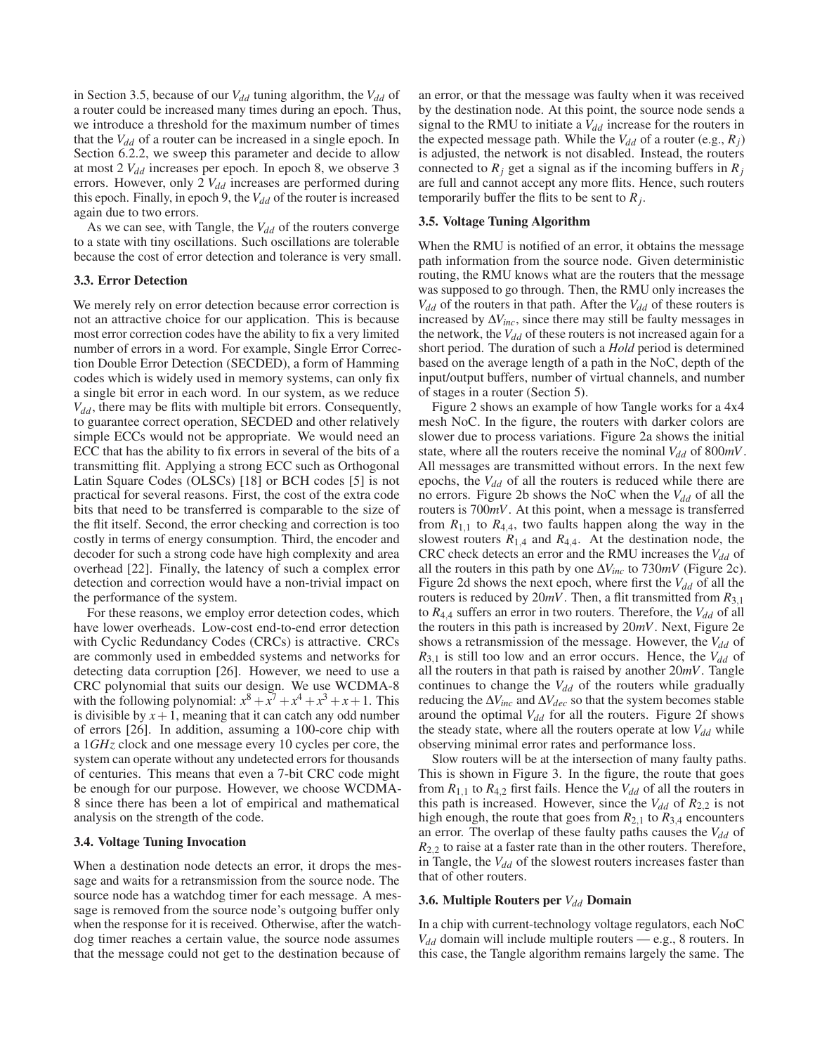in Section 3.5, because of our $V_{dd}$ tuning algorithm, the $V_{dd}$ of a router could be increased many times during an epoch. Thus, we introduce a threshold for the maximum number of times that the $V_{dd}$ of a router can be increased in a single epoch. In Section 6.2.2, we sweep this parameter and decide to allow at most 2 $V_{dd}$ increases per epoch. In epoch 8, we observe 3 errors. However, only 2 $V_{dd}$ increases are performed during this epoch. Finally, in epoch 9, the $V_{dd}$ of the router is increased again due to two errors.

As we can see, with Tangle, the $V_{dd}$ of the routers converge to a state with tiny oscillations. Such oscillations are tolerable because the cost of error detection and tolerance is very small.

### 3.3. Error Detection

We merely rely on error detection because error correction is not an attractive choice for our application. This is because most error correction codes have the ability to fix a very limited number of errors in a word. For example, Single Error Correction Double Error Detection (SECDED), a form of Hamming codes which is widely used in memory systems, can only fix a single bit error in each word. In our system, as we reduce $V_{dd}$, there may be flits with multiple bit errors. Consequently, to guarantee correct operation, SECDED and other relatively simple ECCs would not be appropriate. We would need an ECC that has the ability to fix errors in several of the bits of a transmitting flit. Applying a strong ECC such as Orthogonal Latin Square Codes (OLSCs) [18] or BCH codes [5] is not practical for several reasons. First, the cost of the extra code bits that need to be transferred is comparable to the size of the flit itself. Second, the error checking and correction is too costly in terms of energy consumption. Third, the encoder and decoder for such a strong code have high complexity and area overhead [22]. Finally, the latency of such a complex error detection and correction would have a non-trivial impact on the performance of the system.

For these reasons, we employ error detection codes, which have lower overheads. Low-cost end-to-end error detection with Cyclic Redundancy Codes (CRCs) is attractive. CRCs are commonly used in embedded systems and networks for detecting data corruption [26]. However, we need to use a CRC polynomial that suits our design. We use WCDMA-8 with the following polynomial: $x^8 + x^7 + x^4 + x^3 + x + 1$. This is divisible by $x + 1$, meaning that it can catch any odd number of errors [26]. In addition, assuming a 100-core chip with a $1GHz$ clock and one message every 10 cycles per core, the system can operate without any undetected errors for thousands of centuries. This means that even a 7-bit CRC code might be enough for our purpose. However, we choose WCDMA-8 since there has been a lot of empirical and mathematical analysis on the strength of the code.

### 3.4. Voltage Tuning Invocation

When a destination node detects an error, it drops the message and waits for a retransmission from the source node. The source node has a watchdog timer for each message. A message is removed from the source node's outgoing buffer only when the response for it is received. Otherwise, after the watchdog timer reaches a certain value, the source node assumes that the message could not get to the destination because of an error, or that the message was faulty when it was received by the destination node. At this point, the source node sends a signal to the RMU to initiate a $V_{dd}$ increase for the routers in the expected message path. While the $V_{dd}$ of a router (e.g., $R_j$) is adjusted, the network is not disabled. Instead, the routers connected to $R_j$ get a signal as if the incoming buffers in $R_j$ are full and cannot accept any more flits. Hence, such routers temporarily buffer the flits to be sent to $R_j$.

### 3.5. Voltage Tuning Algorithm

When the RMU is notified of an error, it obtains the message path information from the source node. Given deterministic routing, the RMU knows what are the routers that the message was supposed to go through. Then, the RMU only increases the $V_{dd}$ of the routers in that path. After the $V_{dd}$ of these routers is increased by $\Delta V_{inc}$, since there may still be faulty messages in the network, the $V_{dd}$ of these routers is not increased again for a short period. The duration of such a *Hold* period is determined based on the average length of a path in the NoC, depth of the input/output buffers, number of virtual channels, and number of stages in a router (Section 5).

Figure 2 shows an example of how Tangle works for a 4x4 mesh NoC. In the figure, the routers with darker colors are slower due to process variations. Figure 2a shows the initial state, where all the routers receive the nominal $V_{dd}$ of $800mV$. All messages are transmitted without errors. In the next few epochs, the $V_{dd}$ of all the routers is reduced while there are no errors. Figure 2b shows the NoC when the $V_{dd}$ of all the routers is $700mV$. At this point, when a message is transferred from $R_{1,1}$ to $R_{4,4}$, two faults happen along the way in the slowest routers $R_{1,4}$ and $R_{4,4}$. At the destination node, the CRC check detects an error and the RMU increases the $V_{dd}$ of all the routers in this path by one $\Delta V_{inc}$ to $730mV$ (Figure 2c). Figure 2d shows the next epoch, where first the $V_{dd}$ of all the routers is reduced by $20mV$. Then, a flit transmitted from $R_{3,1}$ to $R_{4,4}$ suffers an error in two routers. Therefore, the $V_{dd}$ of all the routers in this path is increased by $20mV$. Next, Figure 2e shows a retransmission of the message. However, the $V_{dd}$ of $R_{3,1}$ is still too low and an error occurs. Hence, the $V_{dd}$ of all the routers in that path is raised by another $20mV$. Tangle continues to change the $V_{dd}$ of the routers while gradually reducing the $\Delta V_{inc}$ and $\Delta V_{dec}$ so that the system becomes stable around the optimal $V_{dd}$ for all the routers. Figure 2f shows the steady state, where all the routers operate at low $V_{dd}$ while observing minimal error rates and performance loss.

Slow routers will be at the intersection of many faulty paths. This is shown in Figure 3. In the figure, the route that goes from $R_{1,1}$ to $R_{4,2}$ first fails. Hence the $V_{dd}$ of all the routers in this path is increased. However, since the $V_{dd}$ of $R_{2,2}$ is not high enough, the route that goes from $R_{2,1}$ to $R_{3,4}$ encounters an error. The overlap of these faulty paths causes the $V_{dd}$ of $R_{2,2}$ to raise at a faster rate than in the other routers. Therefore, in Tangle, the $V_{dd}$ of the slowest routers increases faster than that of other routers.

### 3.6. Multiple Routers per $V_{dd}$ Domain

In a chip with current-technology voltage regulators, each NoC $V_{dd}$ domain will include multiple routers — e.g., 8 routers. In this case, the Tangle algorithm remains largely the same. The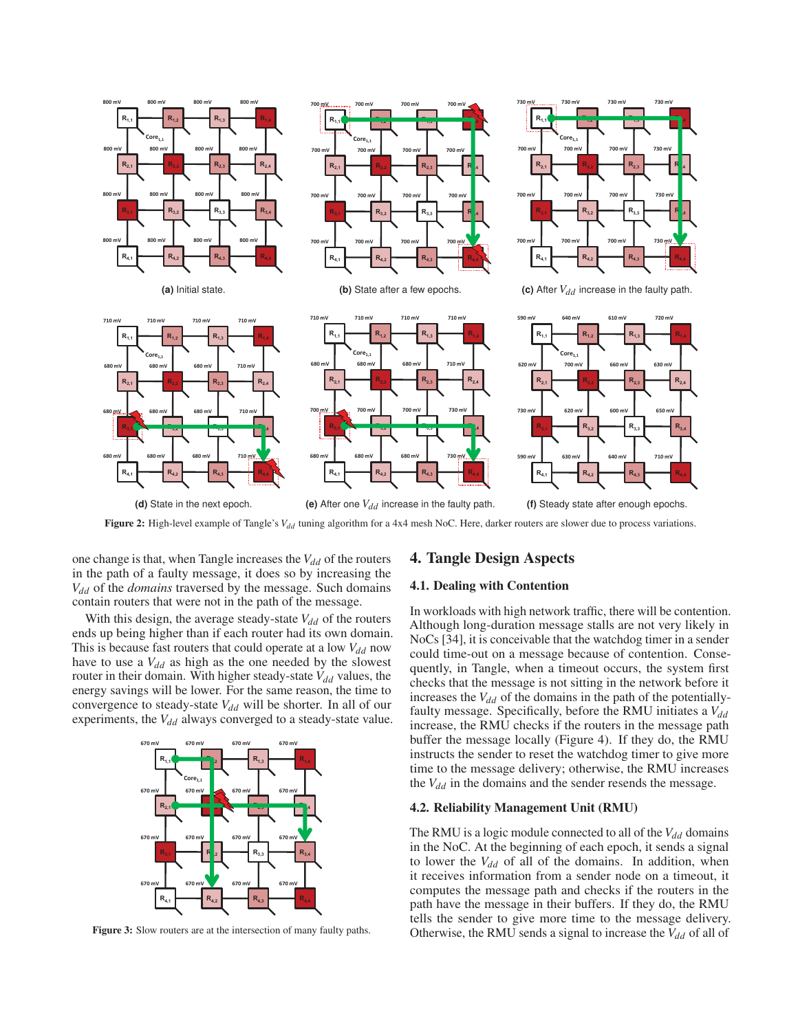(a) Initial state.

(b) State after a few epochs.

(c) After $V_{dd}$ increase in the faulty path.

(d) State in the next epoch.

(e) After one $V_{dd}$ increase in the faulty path.

(f) Steady state after enough epochs.

**Figure 2:** High-level example of Tangle's $V_{dd}$ tuning algorithm for a 4x4 mesh NoC. Here, darker routers are slower due to process variations.

one change is that, when Tangle increases the $V_{dd}$ of the routers in the path of a faulty message, it does so by increasing the $V_{dd}$ of the *domains* traversed by the message. Such domains contain routers that were not in the path of the message.

With this design, the average steady-state $V_{dd}$ of the routers ends up being higher than if each router had its own domain. This is because fast routers that could operate at a low $V_{dd}$ now have to use a $V_{dd}$ as high as the one needed by the slowest router in their domain. With higher steady-state $V_{dd}$ values, the energy savings will be lower. For the same reason, the time to convergence to steady-state $V_{dd}$ will be shorter. In all of our experiments, the $V_{dd}$ always converged to a steady-state value.

**Figure 3:** Slow routers are at the intersection of many faulty paths.

# 4. Tangle Design Aspects

## 4.1. Dealing with Contention

In workloads with high network traffic, there will be contention. Although long-duration message stalls are not very likely in NoCs [34], it is conceivable that the watchdog timer in a sender could time-out on a message because of contention. Consequently, in Tangle, when a timeout occurs, the system first checks that the message is not sitting in the network before it increases the $V_{dd}$ of the domains in the path of the potentially-faulty message. Specifically, before the RMU initiates a $V_{dd}$ increase, the RMU checks if the routers in the message path buffer the message locally (Figure 4). If they do, the RMU instructs the sender to reset the watchdog timer to give more time to the message delivery; otherwise, the RMU increases the $V_{dd}$ in the domains and the sender resends the message.

## 4.2. Reliability Management Unit (RMU)

The RMU is a logic module connected to all of the $V_{dd}$ domains in the NoC. At the beginning of each epoch, it sends a signal to lower the $V_{dd}$ of all of the domains. In addition, when it receives information from a sender node on a timeout, it computes the message path and checks if the routers in the path have the message in their buffers. If they do, the RMU tells the sender to give more time to the message delivery. Otherwise, the RMU sends a signal to increase the $V_{dd}$ of all of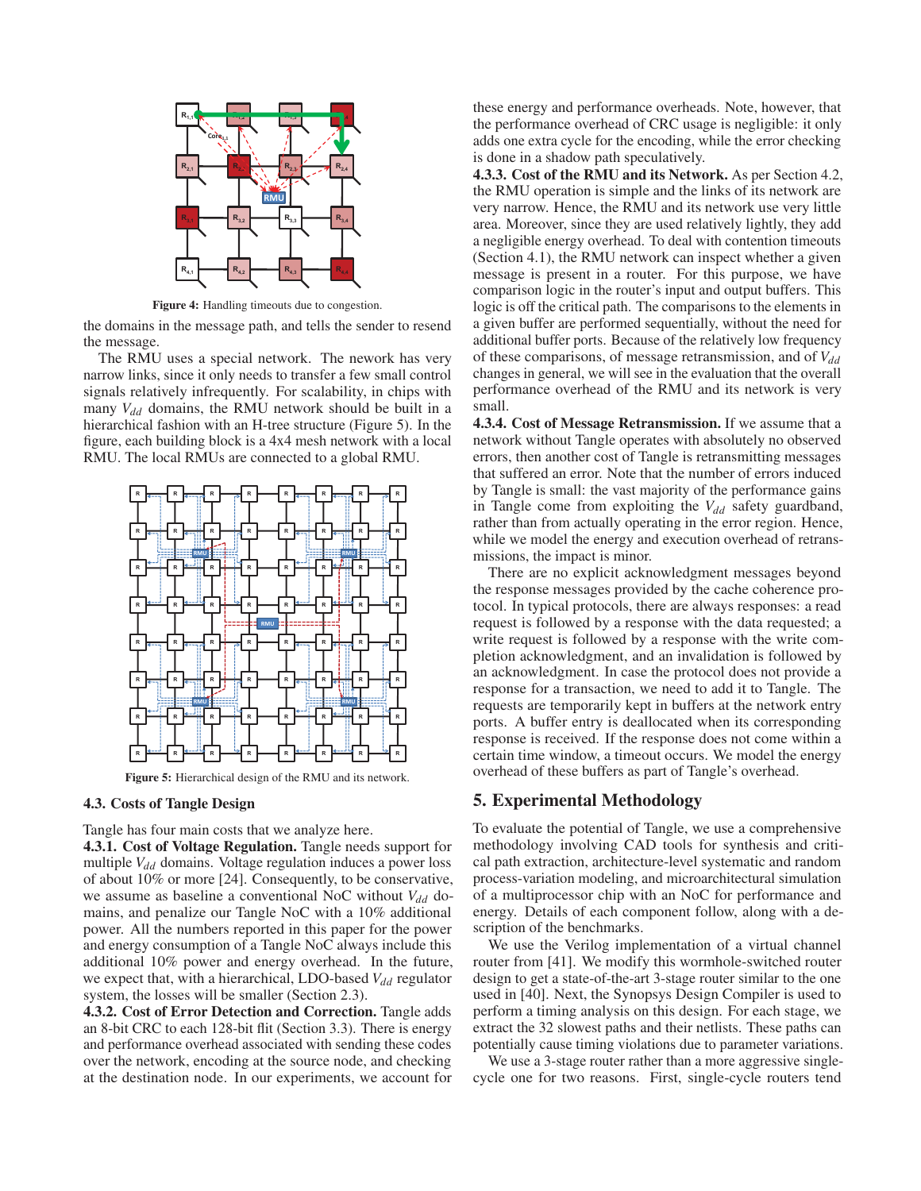Figure 4: Handling timeouts due to congestion.

the domains in the message path, and tells the sender to resend the message.

The RMU uses a special network. The nework has very narrow links, since it only needs to transfer a few small control signals relatively infrequently. For scalability, in chips with many $V_{dd}$ domains, the RMU network should be built in a hierarchical fashion with an H-tree structure (Figure 5). In the figure, each building block is a 4x4 mesh network with a local RMU. The local RMUs are connected to a global RMU.

Figure 5: Hierarchical design of the RMU and its network.

### 4.3. Costs of Tangle Design

Tangle has four main costs that we analyze here.

**4.3.1. Cost of Voltage Regulation.** Tangle needs support for multiple $V_{dd}$ domains. Voltage regulation induces a power loss of about 10% or more [24]. Consequently, to be conservative, we assume as baseline a conventional NoC without $V_{dd}$ domains, and penalize our Tangle NoC with a 10% additional power. All the numbers reported in this paper for the power and energy consumption of a Tangle NoC always include this additional 10% power and energy overhead. In the future, we expect that, with a hierarchical, LDO-based $V_{dd}$ regulator system, the losses will be smaller (Section 2.3).

**4.3.2. Cost of Error Detection and Correction.** Tangle adds an 8-bit CRC to each 128-bit flit (Section 3.3). There is energy and performance overhead associated with sending these codes over the network, encoding at the source node, and checking at the destination node. In our experiments, we account for these energy and performance overheads. Note, however, that the performance overhead of CRC usage is negligible: it only adds one extra cycle for the encoding, while the error checking is done in a shadow path speculatively.

**4.3.3. Cost of the RMU and its Network.** As per Section 4.2, the RMU operation is simple and the links of its network are very narrow. Hence, the RMU and its network use very little area. Moreover, since they are used relatively lightly, they add a negligible energy overhead. To deal with contention timeouts (Section 4.1), the RMU network can inspect whether a given message is present in a router. For this purpose, we have comparison logic in the router's input and output buffers. This logic is off the critical path. The comparisons to the elements in a given buffer are performed sequentially, without the need for additional buffer ports. Because of the relatively low frequency of these comparisons, of message retransmission, and of $V_{dd}$ changes in general, we will see in the evaluation that the overall performance overhead of the RMU and its network is very small.

**4.3.4. Cost of Message Retransmission.** If we assume that a network without Tangle operates with absolutely no observed errors, then another cost of Tangle is retransmitting messages that suffered an error. Note that the number of errors induced by Tangle is small: the vast majority of the performance gains in Tangle come from exploiting the $V_{dd}$ safety guardband, rather than from actually operating in the error region. Hence, while we model the energy and execution overhead of retransmissions, the impact is minor.

There are no explicit acknowledgment messages beyond the response messages provided by the cache coherence protocol. In typical protocols, there are always responses: a read request is followed by a response with the data requested; a write request is followed by a response with the write completion acknowledgment, and an invalidation is followed by an acknowledgment. In case the protocol does not provide a response for a transaction, we need to add it to Tangle. The requests are temporarily kept in buffers at the network entry ports. A buffer entry is deallocated when its corresponding response is received. If the response does not come within a certain time window, a timeout occurs. We model the energy overhead of these buffers as part of Tangle's overhead.

## 5. Experimental Methodology

To evaluate the potential of Tangle, we use a comprehensive methodology involving CAD tools for synthesis and critical path extraction, architecture-level systematic and random process-variation modeling, and microarchitectural simulation of a multiprocessor chip with an NoC for performance and energy. Details of each component follow, along with a description of the benchmarks.

We use the Verilog implementation of a virtual channel router from [41]. We modify this wormhole-switched router design to get a state-of-the-art 3-stage router similar to the one used in [40]. Next, the Synopsys Design Compiler is used to perform a timing analysis on this design. For each stage, we extract the 32 slowest paths and their netlists. These paths can potentially cause timing violations due to parameter variations.

We use a 3-stage router rather than a more aggressive single-cycle one for two reasons. First, single-cycle routers tend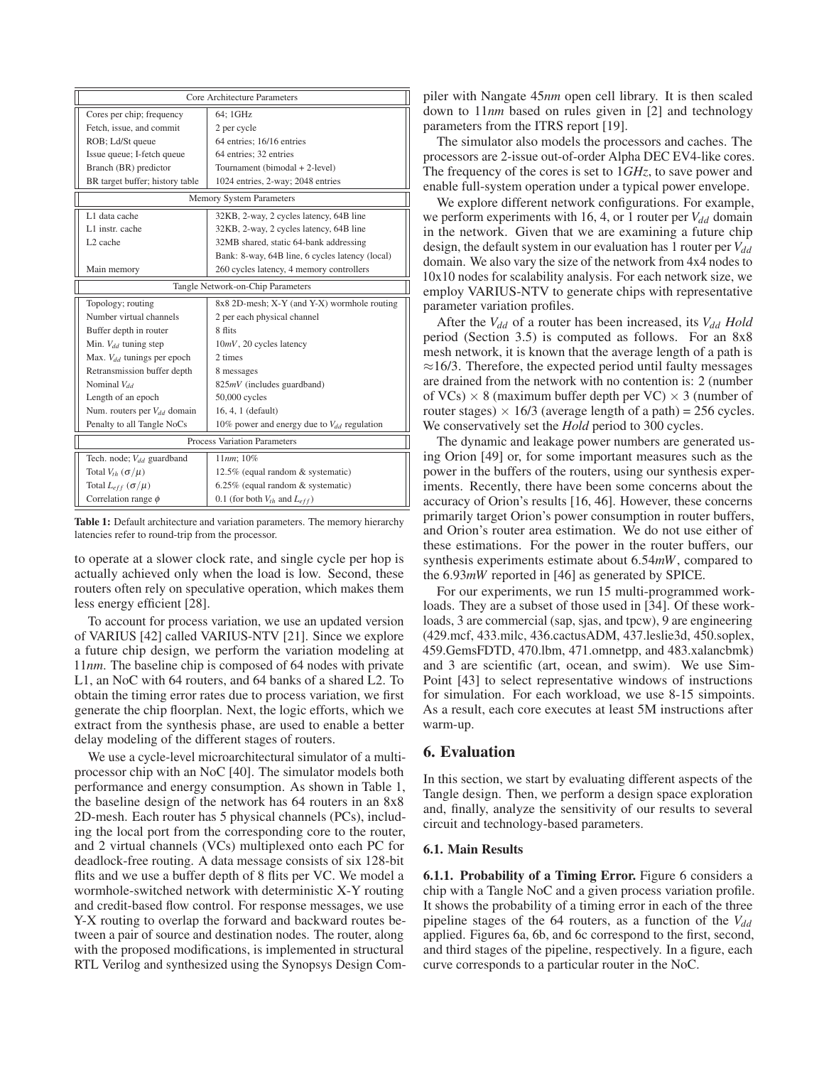| Core Architecture Parameters | |
|---|---|
| Cores per chip; frequency | 64; 1GHz |
| Fetch, issue, and commit | 2 per cycle |
| ROB; Ld/St queue | 64 entries; 16/16 entries |
| Issue queue; I-fetch queue | 64 entries; 32 entries |
| Branch (BR) predictor | Tournament (bimodal + 2-level) |
| BR target buffer; history table | 1024 entries, 2-way; 2048 entries |
| **Memory System Parameters** | |
| L1 data cache | 32KB, 2-way, 2 cycles latency, 64B line |
| L1 instr. cache | 32KB, 2-way, 2 cycles latency, 64B line |
| L2 cache | 32MB shared, static 64-bank addressing |
| | Bank: 8-way, 64B line, 6 cycles latency (local) |
| Main memory | 260 cycles latency, 4 memory controllers |
| **Tangle Network-on-Chip Parameters** | |
| Topology; routing | 8x8 2D-mesh; X-Y (and Y-X) wormhole routing |
| Number virtual channels | 2 per each physical channel |
| Buffer depth in router | 8 flits |
| Min. $V_{dd}$ tuning step | 10*mV*, 20 cycles latency |
| Max. $V_{dd}$ tunings per epoch | 2 times |
| Retransmission buffer depth | 8 messages |
| Nominal $V_{dd}$ | 825*mV* (includes guardband) |
| Length of an epoch | 50,000 cycles |
| Num. routers per $V_{dd}$ domain | 16, 4, 1 (default) |
| Penalty to all Tangle NoCs | 10% power and energy due to $V_{dd}$ regulation |
| **Process Variation Parameters** | |
| Tech. node; $V_{dd}$ guardband | 11*nm*; 10% |
| Total $V_{th}$ ($\sigma/\mu$) | 12.5% (equal random & systematic) |
| Total $L_{eff}$ ($\sigma/\mu$) | 6.25% (equal random & systematic) |
| Correlation range $\phi$ | 0.1 (for both $V_{th}$ and $L_{eff}$) |

**Table 1:** Default architecture and variation parameters. The memory hierarchy latencies refer to round-trip from the processor.

to operate at a slower clock rate, and single cycle per hop is actually achieved only when the load is low. Second, these routers often rely on speculative operation, which makes them less energy efficient [28].

To account for process variation, we use an updated version of VARIUS [42] called VARIUS-NTV [21]. Since we explore a future chip design, we perform the variation modeling at 11*nm*. The baseline chip is composed of 64 nodes with private L1, an NoC with 64 routers, and 64 banks of a shared L2. To obtain the timing error rates due to process variation, we first generate the chip floorplan. Next, the logic efforts, which we extract from the synthesis phase, are used to enable a better delay modeling of the different stages of routers.

We use a cycle-level microarchitectural simulator of a multiprocessor chip with an NoC [40]. The simulator models both performance and energy consumption. As shown in Table 1, the baseline design of the network has 64 routers in an 8x8 2D-mesh. Each router has 5 physical channels (PCs), including the local port from the corresponding core to the router, and 2 virtual channels (VCs) multiplexed onto each PC for deadlock-free routing. A data message consists of six 128-bit flits and we use a buffer depth of 8 flits per VC. We model a wormhole-switched network with deterministic X-Y routing and credit-based flow control. For response messages, we use Y-X routing to overlap the forward and backward routes between a pair of source and destination nodes. The router, along with the proposed modifications, is implemented in structural RTL Verilog and synthesized using the Synopsys Design Compiler with Nangate 45*nm* open cell library. It is then scaled down to 11*nm* based on rules given in [2] and technology parameters from the ITRS report [19].

The simulator also models the processors and caches. The processors are 2-issue out-of-order Alpha DEC EV4-like cores. The frequency of the cores is set to 1*GHz*, to save power and enable full-system operation under a typical power envelope.

We explore different network configurations. For example, we perform experiments with 16, 4, or 1 router per $V_{dd}$ domain in the network. Given that we are examining a future chip design, the default system in our evaluation has 1 router per $V_{dd}$ domain. We also vary the size of the network from 4x4 nodes to 10x10 nodes for scalability analysis. For each network size, we employ VARIUS-NTV to generate chips with representative parameter variation profiles.

After the $V_{dd}$ of a router has been increased, its $V_{dd}$ *Hold* period (Section 3.5) is computed as follows. For an 8x8 mesh network, it is known that the average length of a path is ≈16/3. Therefore, the expected period until faulty messages are drained from the network with no contention is: 2 (number of VCs) × 8 (maximum buffer depth per VC) × 3 (number of router stages) × 16/3 (average length of a path) = 256 cycles. We conservatively set the *Hold* period to 300 cycles.

The dynamic and leakage power numbers are generated using Orion [49] or, for some important measures such as the power in the buffers of the routers, using our synthesis experiments. Recently, there have been some concerns about the accuracy of Orion's results [16, 46]. However, these concerns primarily target Orion's power consumption in router buffers, and Orion's router area estimation. We do not use either of these estimations. For the power in the router buffers, our synthesis experiments estimate about 6.54*mW*, compared to the 6.93*mW* reported in [46] as generated by SPICE.

For our experiments, we run 15 multi-programmed workloads. They are a subset of those used in [34]. Of these workloads, 3 are commercial (sap, sjas, and tpcw), 9 are engineering (429.mcf, 433.milc, 436.cactusADM, 437.leslie3d, 450.soplex, 459.GemsFDTD, 470.lbm, 471.omnetpp, and 483.xalancbmk) and 3 are scientific (art, ocean, and swim). We use SimPoint [43] to select representative windows of instructions for simulation. For each workload, we use 8-15 simpoints. As a result, each core executes at least 5M instructions after warm-up.

## 6. Evaluation

In this section, we start by evaluating different aspects of the Tangle design. Then, we perform a design space exploration and, finally, analyze the sensitivity of our results to several circuit and technology-based parameters.

### 6.1. Main Results

**6.1.1. Probability of a Timing Error.** Figure 6 considers a chip with a Tangle NoC and a given process variation profile. It shows the probability of a timing error in each of the three pipeline stages of the 64 routers, as a function of the $V_{dd}$ applied. Figures 6a, 6b, and 6c correspond to the first, second, and third stages of the pipeline, respectively. In a figure, each curve corresponds to a particular router in the NoC.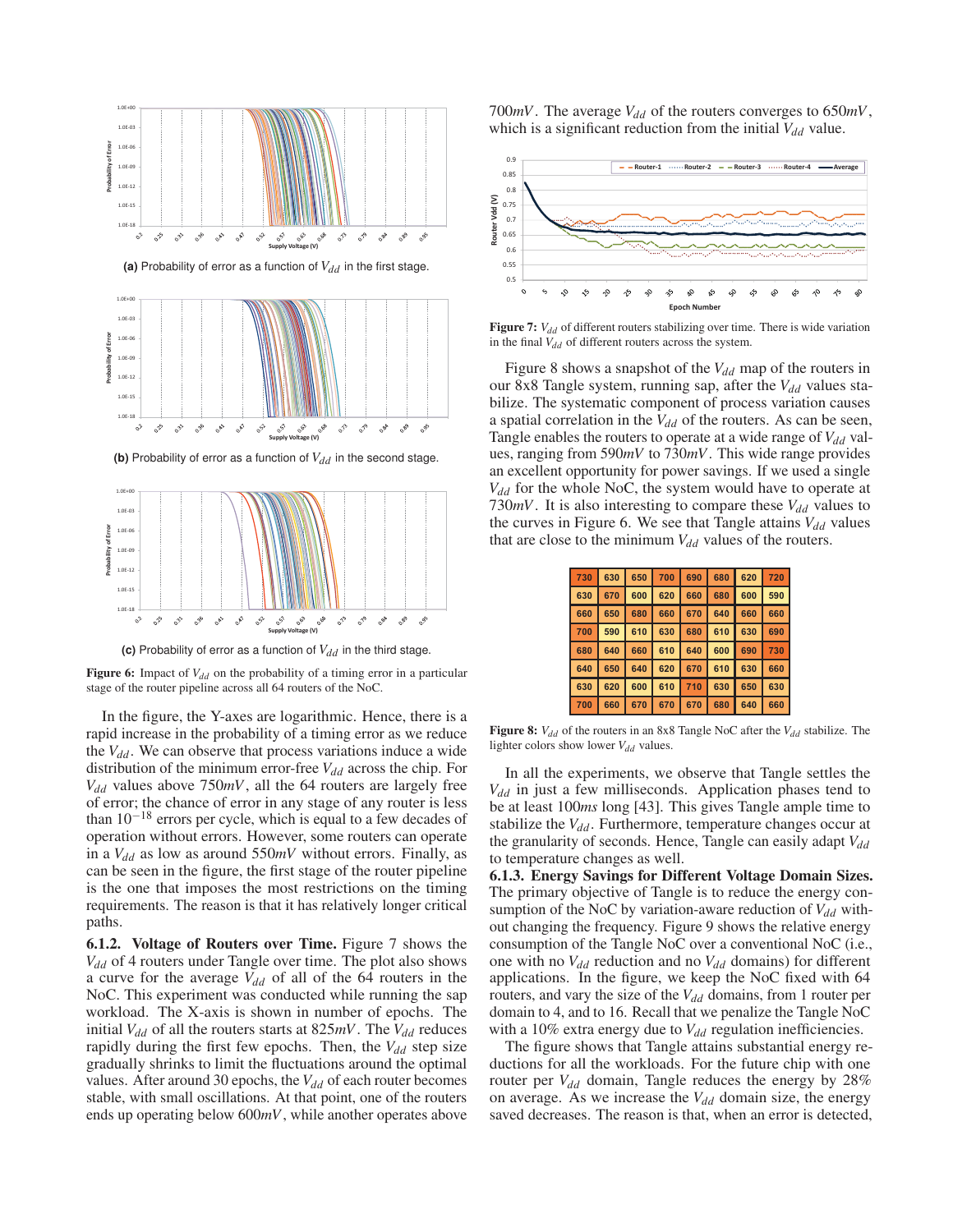(a) Probability of error as a function of $V_{dd}$ in the first stage.

(b) Probability of error as a function of $V_{dd}$ in the second stage.

(c) Probability of error as a function of $V_{dd}$ in the third stage.

**Figure 6:** Impact of $V_{dd}$ on the probability of a timing error in a particular stage of the router pipeline across all 64 routers of the NoC.

In the figure, the Y-axes are logarithmic. Hence, there is a rapid increase in the probability of a timing error as we reduce the $V_{dd}$. We can observe that process variations induce a wide distribution of the minimum error-free $V_{dd}$ across the chip. For $V_{dd}$ values above $750mV$, all the 64 routers are largely free of error; the chance of error in any stage of any router is less than $10^{-18}$ errors per cycle, which is equal to a few decades of operation without errors. However, some routers can operate in a $V_{dd}$ as low as around $550mV$ without errors. Finally, as can be seen in the figure, the first stage of the router pipeline is the one that imposes the most restrictions on the timing requirements. The reason is that it has relatively longer critical paths.

**6.1.2. Voltage of Routers over Time.** Figure 7 shows the $V_{dd}$ of 4 routers under Tangle over time. The plot also shows a curve for the average $V_{dd}$ of all of the 64 routers in the NoC. This experiment was conducted while running the sap workload. The X-axis is shown in number of epochs. The initial $V_{dd}$ of all the routers starts at $825mV$. The $V_{dd}$ reduces rapidly during the first few epochs. Then, the $V_{dd}$ step size gradually shrinks to limit the fluctuations around the optimal values. After around 30 epochs, the $V_{dd}$ of each router becomes stable, with small oscillations. At that point, one of the routers ends up operating below $600mV$, while another operates above $700mV$. The average $V_{dd}$ of the routers converges to $650mV$, which is a significant reduction from the initial $V_{dd}$ value.

**Figure 7:** $V_{dd}$ of different routers stabilizing over time. There is wide variation in the final $V_{dd}$ of different routers across the system.

Figure 8 shows a snapshot of the $V_{dd}$ map of the routers in our 8x8 Tangle system, running sap, after the $V_{dd}$ values stabilize. The systematic component of process variation causes a spatial correlation in the $V_{dd}$ of the routers. As can be seen, Tangle enables the routers to operate at a wide range of $V_{dd}$ values, ranging from $590mV$ to $730mV$. This wide range provides an excellent opportunity for power savings. If we used a single $V_{dd}$ for the whole NoC, the system would have to operate at $730mV$. It is also interesting to compare these $V_{dd}$ values to the curves in Figure 6. We see that Tangle attains $V_{dd}$ values that are close to the minimum $V_{dd}$ values of the routers.

| 730 | 630 | 650 | 700 | 690 | 680 | 620 | 720 |
|---|---|---|---|---|---|---|---|
| 630 | 670 | 600 | 620 | 660 | 680 | 600 | 590 |
| 660 | 650 | 680 | 660 | 670 | 640 | 660 | 660 |
| 700 | 590 | 610 | 630 | 680 | 610 | 630 | 690 |
| 680 | 640 | 660 | 610 | 640 | 600 | 690 | 730 |
| 640 | 650 | 640 | 620 | 670 | 610 | 630 | 660 |
| 630 | 620 | 600 | 610 | 710 | 630 | 650 | 630 |
| 700 | 660 | 670 | 670 | 670 | 680 | 640 | 660 |

**Figure 8:** $V_{dd}$ of the routers in an 8x8 Tangle NoC after the $V_{dd}$ stabilize. The lighter colors show lower $V_{dd}$ values.

In all the experiments, we observe that Tangle settles the $V_{dd}$ in just a few milliseconds. Application phases tend to be at least $100ms$ long [43]. This gives Tangle ample time to stabilize the $V_{dd}$. Furthermore, temperature changes occur at the granularity of seconds. Hence, Tangle can easily adapt $V_{dd}$ to temperature changes as well.

**6.1.3. Energy Savings for Different Voltage Domain Sizes.** The primary objective of Tangle is to reduce the energy consumption of the NoC by variation-aware reduction of $V_{dd}$ without changing the frequency. Figure 9 shows the relative energy consumption of the Tangle NoC over a conventional NoC (i.e., one with no $V_{dd}$ reduction and no $V_{dd}$ domains) for different applications. In the figure, we keep the NoC fixed with 64 routers, and vary the size of the $V_{dd}$ domains, from 1 router per domain to 4, and to 16. Recall that we penalize the Tangle NoC with a 10% extra energy due to $V_{dd}$ regulation inefficiencies.

The figure shows that Tangle attains substantial energy reductions for all the workloads. For the future chip with one router per $V_{dd}$ domain, Tangle reduces the energy by 28% on average. As we increase the $V_{dd}$ domain size, the energy saved decreases. The reason is that, when an error is detected,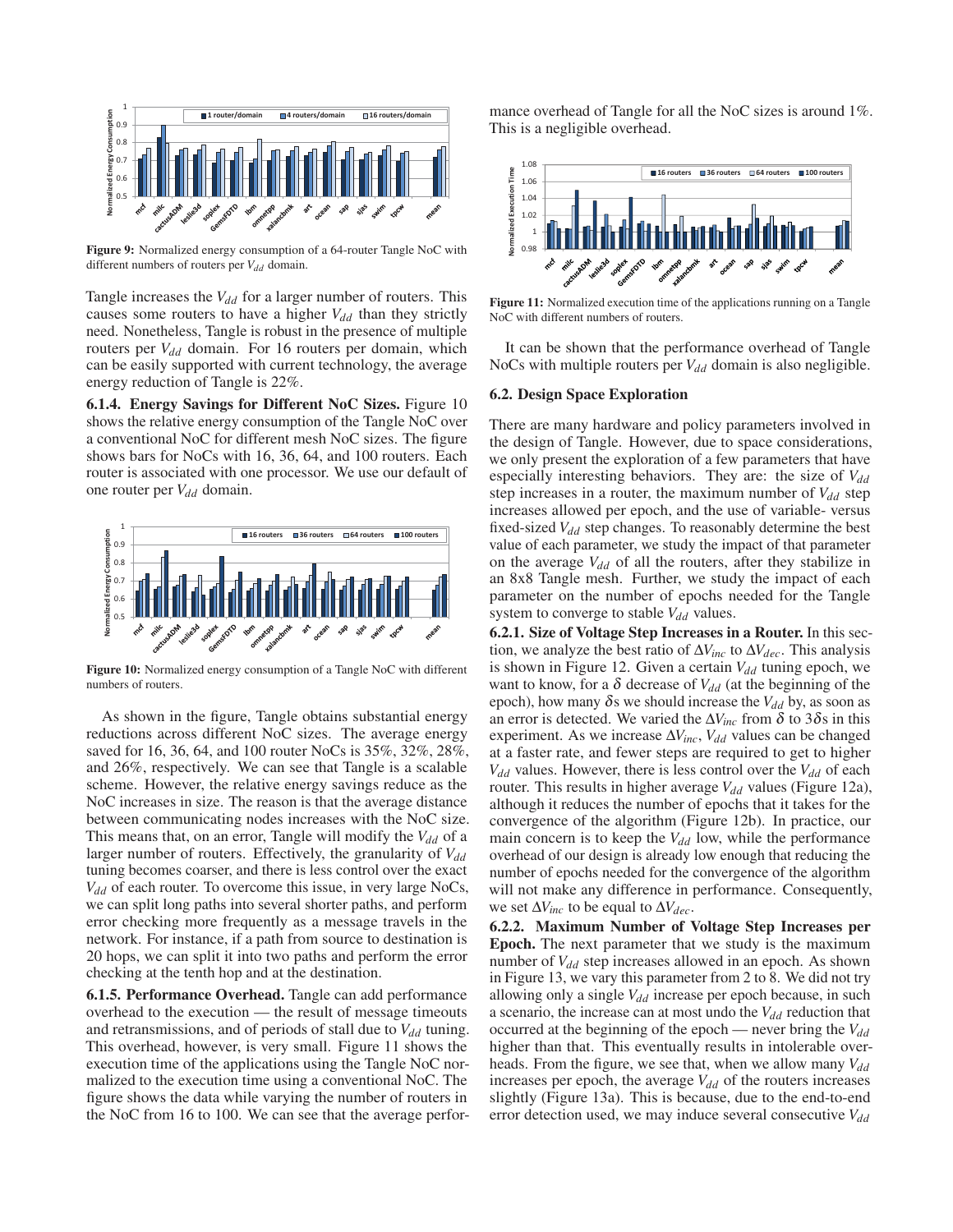Figure 9: Normalized energy consumption of a 64-router Tangle NoC with different numbers of routers per $V_{dd}$ domain.

Tangle increases the $V_{dd}$ for a larger number of routers. This causes some routers to have a higher $V_{dd}$ than they strictly need. Nonetheless, Tangle is robust in the presence of multiple routers per $V_{dd}$ domain. For 16 routers per domain, which can be easily supported with current technology, the average energy reduction of Tangle is 22%.

**6.1.4. Energy Savings for Different NoC Sizes.** Figure 10 shows the relative energy consumption of the Tangle NoC over a conventional NoC for different mesh NoC sizes. The figure shows bars for NoCs with 16, 36, 64, and 100 routers. Each router is associated with one processor. We use our default of one router per $V_{dd}$ domain.

Figure 10: Normalized energy consumption of a Tangle NoC with different numbers of routers.

As shown in the figure, Tangle obtains substantial energy reductions across different NoC sizes. The average energy saved for 16, 36, 64, and 100 router NoCs is 35%, 32%, 28%, and 26%, respectively. We can see that Tangle is a scalable scheme. However, the relative energy savings reduce as the NoC increases in size. The reason is that the average distance between communicating nodes increases with the NoC size. This means that, on an error, Tangle will modify the $V_{dd}$ of a larger number of routers. Effectively, the granularity of $V_{dd}$ tuning becomes coarser, and there is less control over the exact $V_{dd}$ of each router. To overcome this issue, in very large NoCs, we can split long paths into several shorter paths, and perform error checking more frequently as a message travels in the network. For instance, if a path from source to destination is 20 hops, we can split it into two paths and perform the error checking at the tenth hop and at the destination.

**6.1.5. Performance Overhead.** Tangle can add performance overhead to the execution — the result of message timeouts and retransmissions, and of periods of stall due to $V_{dd}$ tuning. This overhead, however, is very small. Figure 11 shows the execution time of the applications using the Tangle NoC normalized to the execution time using a conventional NoC. The figure shows the data while varying the number of routers in the NoC from 16 to 100. We can see that the average performance overhead of Tangle for all the NoC sizes is around 1%. This is a negligible overhead.

Figure 11: Normalized execution time of the applications running on a Tangle NoC with different numbers of routers.

It can be shown that the performance overhead of Tangle NoCs with multiple routers per $V_{dd}$ domain is also negligible.

### 6.2. Design Space Exploration

There are many hardware and policy parameters involved in the design of Tangle. However, due to space considerations, we only present the exploration of a few parameters that have especially interesting behaviors. They are: the size of $V_{dd}$ step increases in a router, the maximum number of $V_{dd}$ step increases allowed per epoch, and the use of variable- versus fixed-sized $V_{dd}$ step changes. To reasonably determine the best value of each parameter, we study the impact of that parameter on the average $V_{dd}$ of all the routers, after they stabilize in an 8x8 Tangle mesh. Further, we study the impact of each parameter on the number of epochs needed for the Tangle system to converge to stable $V_{dd}$ values.

**6.2.1. Size of Voltage Step Increases in a Router.** In this section, we analyze the best ratio of $\Delta V_{inc}$ to $\Delta V_{dec}$. This analysis is shown in Figure 12. Given a certain $V_{dd}$ tuning epoch, we want to know, for a $\delta$ decrease of $V_{dd}$ (at the beginning of the epoch), how many $\delta$s we should increase the $V_{dd}$ by, as soon as an error is detected. We varied the $\Delta V_{inc}$ from $\delta$ to $3\delta$s in this experiment. As we increase $\Delta V_{inc}$, $V_{dd}$ values can be changed at a faster rate, and fewer steps are required to get to higher $V_{dd}$ values. However, there is less control over the $V_{dd}$ of each router. This results in higher average $V_{dd}$ values (Figure 12a), although it reduces the number of epochs that it takes for the convergence of the algorithm (Figure 12b). In practice, our main concern is to keep the $V_{dd}$ low, while the performance overhead of our design is already low enough that reducing the number of epochs needed for the convergence of the algorithm will not make any difference in performance. Consequently, we set $\Delta V_{inc}$ to be equal to $\Delta V_{dec}$.

**6.2.2. Maximum Number of Voltage Step Increases per Epoch.** The next parameter that we study is the maximum number of $V_{dd}$ step increases allowed in an epoch. As shown in Figure 13, we vary this parameter from 2 to 8. We did not try allowing only a single $V_{dd}$ increase per epoch because, in such a scenario, the increase can at most undo the $V_{dd}$ reduction that occurred at the beginning of the epoch — never bring the $V_{dd}$ higher than that. This eventually results in intolerable overheads. From the figure, we see that, when we allow many $V_{dd}$ increases per epoch, the average $V_{dd}$ of the routers increases slightly (Figure 13a). This is because, due to the end-to-end error detection used, we may induce several consecutive $V_{dd}$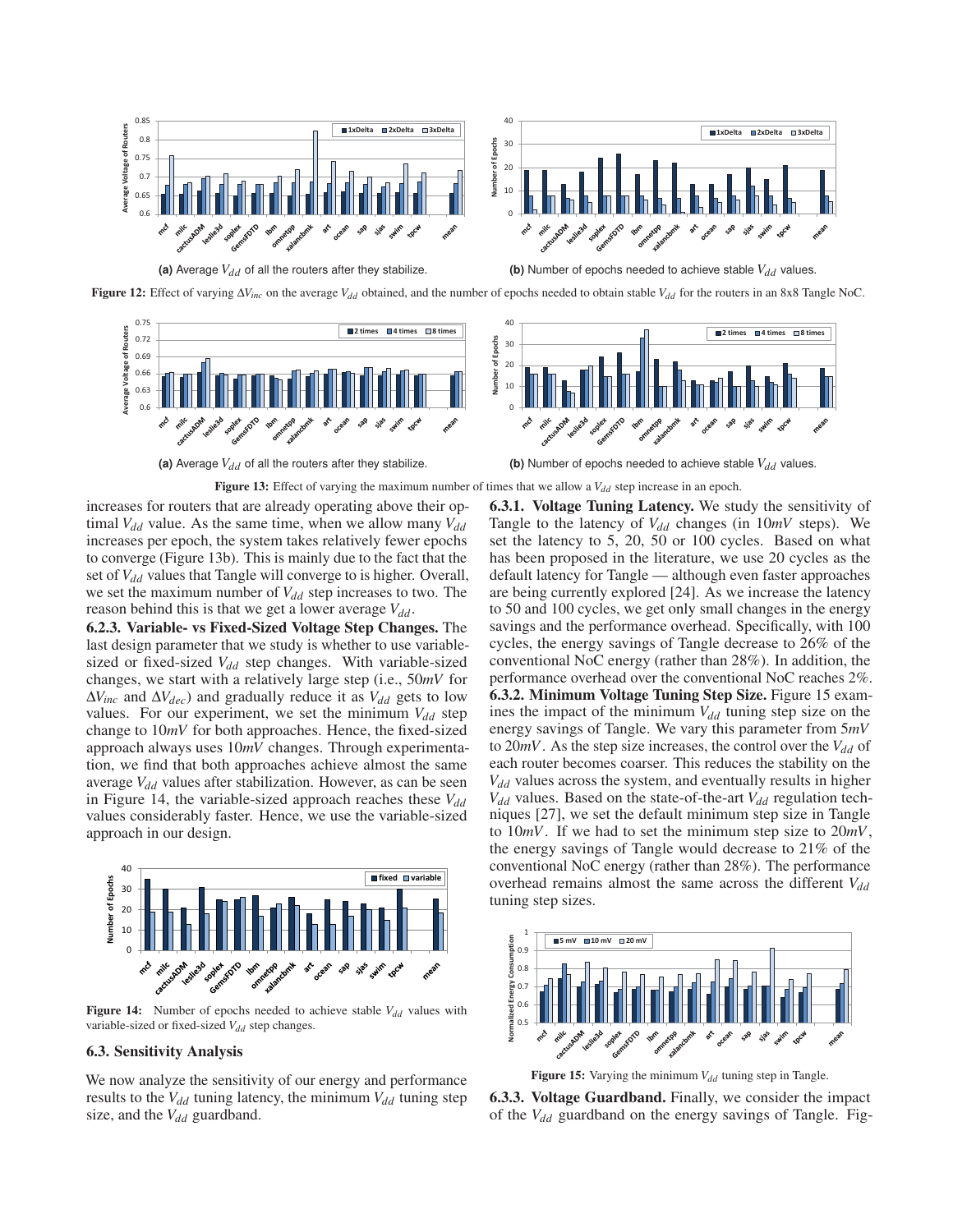(a) Average $V_{dd}$ of all the routers after they stabilize.

(b) Number of epochs needed to achieve stable $V_{dd}$ values.

**Figure 12:** Effect of varying $\Delta V_{inc}$ on the average $V_{dd}$ obtained, and the number of epochs needed to obtain stable $V_{dd}$ for the routers in an 8x8 Tangle NoC.

(a) Average $V_{dd}$ of all the routers after they stabilize.

(b) Number of epochs needed to achieve stable $V_{dd}$ values.

**Figure 13:** Effect of varying the maximum number of times that we allow a $V_{dd}$ step increase in an epoch.

increases for routers that are already operating above their optimal $V_{dd}$ value. As the same time, when we allow many $V_{dd}$ increases per epoch, the system takes relatively fewer epochs to converge (Figure 13b). This is mainly due to the fact that the set of $V_{dd}$ values that Tangle will converge to is higher. Overall, we set the maximum number of $V_{dd}$ step increases to two. The reason behind this is that we get a lower average $V_{dd}$.

**6.2.3. Variable- vs Fixed-Sized Voltage Step Changes.** The last design parameter that we study is whether to use variable-sized or fixed-sized $V_{dd}$ step changes. With variable-sized changes, we start with a relatively large step (i.e., 50*mV* for $\Delta V_{inc}$ and $\Delta V_{dec}$) and gradually reduce it as $V_{dd}$ gets to low values. For our experiment, we set the minimum $V_{dd}$ step change to 10*mV* for both approaches. Hence, the fixed-sized approach always uses 10*mV* changes. Through experimentation, we find that both approaches achieve almost the same average $V_{dd}$ values after stabilization. However, as can be seen in Figure 14, the variable-sized approach reaches these $V_{dd}$ values considerably faster. Hence, we use the variable-sized approach in our design.

**Figure 14:** Number of epochs needed to achieve stable $V_{dd}$ values with variable-sized or fixed-sized $V_{dd}$ step changes.

### 6.3. Sensitivity Analysis

We now analyze the sensitivity of our energy and performance results to the $V_{dd}$ tuning latency, the minimum $V_{dd}$ tuning step size, and the $V_{dd}$ guardband.

**6.3.1. Voltage Tuning Latency.** We study the sensitivity of Tangle to the latency of $V_{dd}$ changes (in 10*mV* steps). We set the latency to 5, 20, 50 or 100 cycles. Based on what has been proposed in the literature, we use 20 cycles as the default latency for Tangle — although even faster approaches are being currently explored [24]. As we increase the latency to 50 and 100 cycles, we get only small changes in the energy savings and the performance overhead. Specifically, with 100 cycles, the energy savings of Tangle decrease to 26% of the conventional NoC energy (rather than 28%). In addition, the performance overhead over the conventional NoC reaches 2%.

**6.3.2. Minimum Voltage Tuning Step Size.** Figure 15 examines the impact of the minimum $V_{dd}$ tuning step size on the energy savings of Tangle. We vary this parameter from 5*mV* to 20*mV*. As the step size increases, the control over the $V_{dd}$ of each router becomes coarser. This reduces the stability on the $V_{dd}$ values across the system, and eventually results in higher $V_{dd}$ values. Based on the state-of-the-art $V_{dd}$ regulation techniques [27], we set the default minimum step size in Tangle to 10*mV*. If we had to set the minimum step size to 20*mV*, the energy savings of Tangle would decrease to 21% of the conventional NoC energy (rather than 28%). The performance overhead remains almost the same across the different $V_{dd}$ tuning step sizes.

**Figure 15:** Varying the minimum $V_{dd}$ tuning step in Tangle.

**6.3.3. Voltage Guardband.** Finally, we consider the impact of the $V_{dd}$ guardband on the energy savings of Tangle. Fig-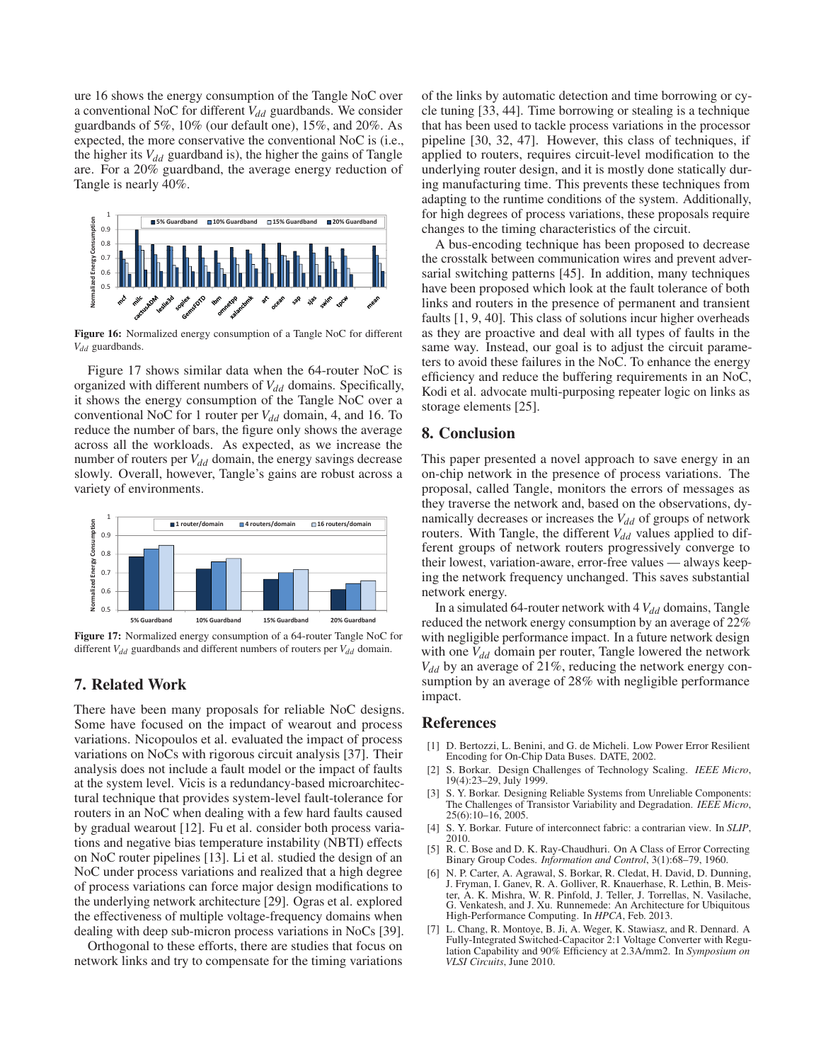ure 16 shows the energy consumption of the Tangle NoC over a conventional NoC for different $V_{dd}$ guardbands. We consider guardbands of 5%, 10% (our default one), 15%, and 20%. As expected, the more conservative the conventional NoC is (i.e., the higher its $V_{dd}$ guardband is), the higher the gains of Tangle are. For a 20% guardband, the average energy reduction of Tangle is nearly 40%.

**Figure 16:** Normalized energy consumption of a Tangle NoC for different $V_{dd}$ guardbands.

Figure 17 shows similar data when the 64-router NoC is organized with different numbers of $V_{dd}$ domains. Specifically, it shows the energy consumption of the Tangle NoC over a conventional NoC for 1 router per $V_{dd}$ domain, 4, and 16. To reduce the number of bars, the figure only shows the average across all the workloads. As expected, as we increase the number of routers per $V_{dd}$ domain, the energy savings decrease slowly. Overall, however, Tangle's gains are robust across a variety of environments.

**Figure 17:** Normalized energy consumption of a 64-router Tangle NoC for different $V_{dd}$ guardbands and different numbers of routers per $V_{dd}$ domain.

## 7. Related Work

There have been many proposals for reliable NoC designs. Some have focused on the impact of wearout and process variations. Nicopoulos et al. evaluated the impact of process variations on NoCs with rigorous circuit analysis [37]. Their analysis does not include a fault model or the impact of faults at the system level. Vicis is a redundancy-based microarchitectural technique that provides system-level fault-tolerance for routers in an NoC when dealing with a few hard faults caused by gradual wearout [12]. Fu et al. consider both process variations and negative bias temperature instability (NBTI) effects on NoC router pipelines [13]. Li et al. studied the design of an NoC under process variations and realized that a high degree of process variations can force major design modifications to the underlying network architecture [29]. Ogras et al. explored the effectiveness of multiple voltage-frequency domains when dealing with deep sub-micron process variations in NoCs [39].

Orthogonal to these efforts, there are studies that focus on network links and try to compensate for the timing variations of the links by automatic detection and time borrowing or cycle tuning [33, 44]. Time borrowing or stealing is a technique that has been used to tackle process variations in the processor pipeline [30, 32, 47]. However, this class of techniques, if applied to routers, requires circuit-level modification to the underlying router design, and it is mostly done statically during manufacturing time. This prevents these techniques from adapting to the runtime conditions of the system. Additionally, for high degrees of process variations, these proposals require changes to the timing characteristics of the circuit.

A bus-encoding technique has been proposed to decrease the crosstalk between communication wires and prevent adversarial switching patterns [45]. In addition, many techniques have been proposed which look at the fault tolerance of both links and routers in the presence of permanent and transient faults [1, 9, 40]. This class of solutions incur higher overheads as they are proactive and deal with all types of faults in the same way. Instead, our goal is to adjust the circuit parameters to avoid these failures in the NoC. To enhance the energy efficiency and reduce the buffering requirements in an NoC, Kodi et al. advocate multi-purposing repeater logic on links as storage elements [25].

## 8. Conclusion

This paper presented a novel approach to save energy in an on-chip network in the presence of process variations. The proposal, called Tangle, monitors the errors of messages as they traverse the network and, based on the observations, dynamically decreases or increases the $V_{dd}$ of groups of network routers. With Tangle, the different $V_{dd}$ values applied to different groups of network routers progressively converge to their lowest, variation-aware, error-free values — always keeping the network frequency unchanged. This saves substantial network energy.

In a simulated 64-router network with 4 $V_{dd}$ domains, Tangle reduced the network energy consumption by an average of 22% with negligible performance impact. In a future network design with one $V_{dd}$ domain per router, Tangle lowered the network $V_{dd}$ by an average of 21%, reducing the network energy consumption by an average of 28% with negligible performance impact.

## References

[1] D. Bertozzi, L. Benini, and G. de Micheli. Low Power Error Resilient Encoding for On-Chip Data Buses. DATE, 2002.

[2] S. Borkar. Design Challenges of Technology Scaling. *IEEE Micro*, 19(4):23–29, July 1999.

[3] S. Y. Borkar. Designing Reliable Systems from Unreliable Components: The Challenges of Transistor Variability and Degradation. *IEEE Micro*, 25(6):10–16, 2005.

[4] S. Y. Borkar. Future of interconnect fabric: a contrarian view. In *SLIP*, 2010.

[5] R. C. Bose and D. K. Ray-Chaudhuri. On A Class of Error Correcting Binary Group Codes. *Information and Control*, 3(1):68–79, 1960.

[6] N. P. Carter, A. Agrawal, S. Borkar, R. Cledat, H. David, D. Dunning, J. Fryman, I. Ganev, R. A. Golliver, R. Knauerhase, R. Lethin, B. Meister, A. K. Mishra, W. R. Pinfold, J. Teller, J. Torrellas, N. Vasilache, G. Venkatesh, and J. Xu. Runnemede: An Architecture for Ubiquitous High-Performance Computing. In *HPCA*, Feb. 2013.

[7] L. Chang, R. Montoye, B. Ji, A. Weger, K. Stawiasz, and R. Dennard. A Fully-Integrated Switched-Capacitor 2:1 Voltage Converter with Regulation Capability and 90% Efficiency at 2.3A/mm2. In *Symposium on VLSI Circuits*, June 2010.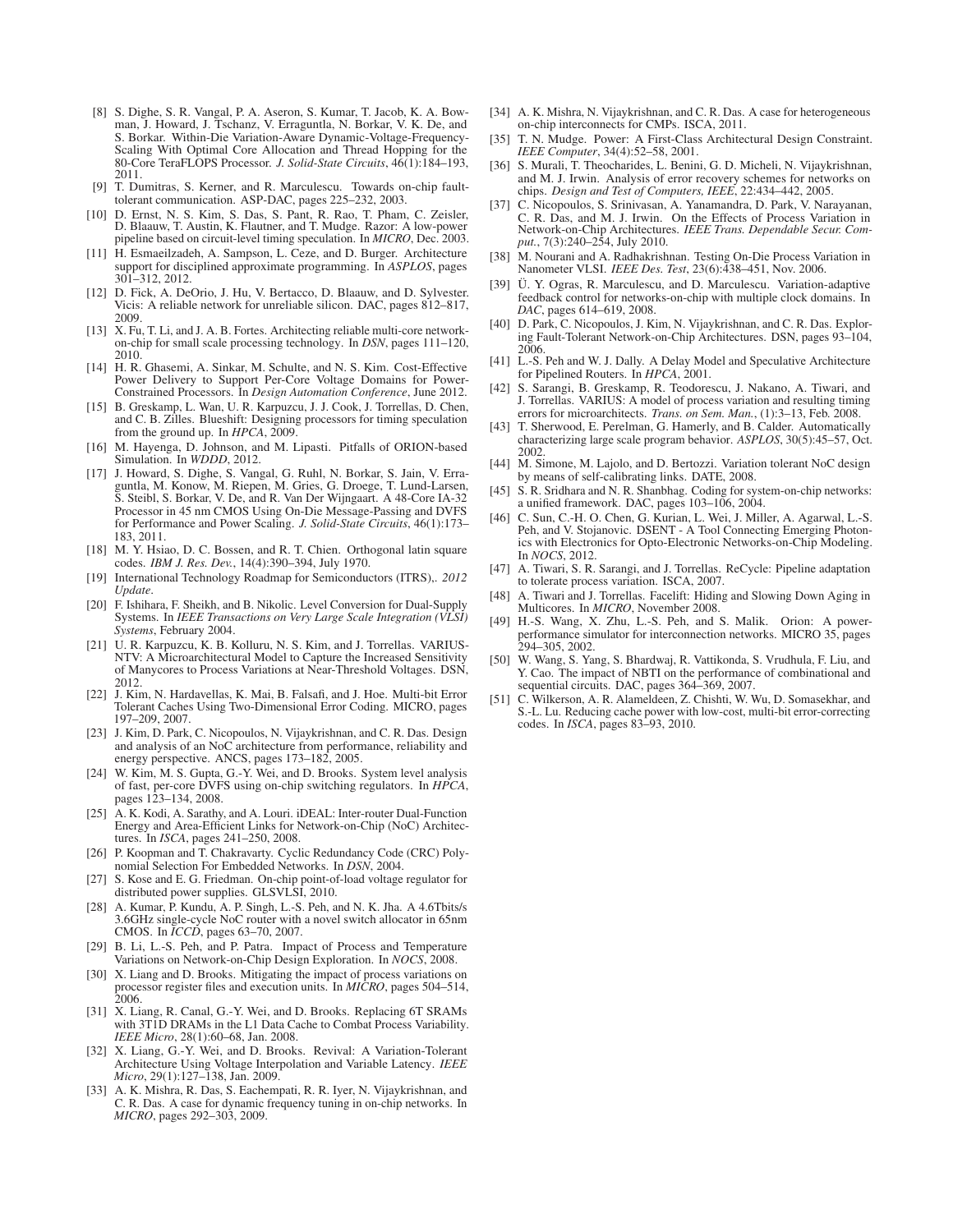[8] S. Dighe, S. R. Vangal, P. A. Aseron, S. Kumar, T. Jacob, K. A. Bowman, J. Howard, J. Tschanz, V. Erraguntla, N. Borkar, V. K. De, and S. Borkar. Within-Die Variation-Aware Dynamic-Voltage-Frequency-Scaling With Optimal Core Allocation and Thread Hopping for the 80-Core TeraFLOPS Processor. *J. Solid-State Circuits*, 46(1):184–193, 2011.

[9] T. Dumitras, S. Kerner, and R. Marculescu. Towards on-chip fault-tolerant communication. ASP-DAC, pages 225–232, 2003.

[10] D. Ernst, N. S. Kim, S. Das, S. Pant, R. Rao, T. Pham, C. Zeisler, D. Blaauw, T. Austin, K. Flautner, and T. Mudge. Razor: A low-power pipeline based on circuit-level timing speculation. In *MICRO*, Dec. 2003.

[11] H. Esmaeilzadeh, A. Sampson, L. Ceze, and D. Burger. Architecture support for disciplined approximate programming. In *ASPLOS*, pages 301–312, 2012.

[12] D. Fick, A. DeOrio, J. Hu, V. Bertacco, D. Blaauw, and D. Sylvester. Vicis: A reliable network for unreliable silicon. DAC, pages 812–817, 2009.

[13] X. Fu, T. Li, and J. A. B. Fortes. Architecting reliable multi-core network-on-chip for small scale processing technology. In *DSN*, pages 111–120, 2010.

[14] H. R. Ghasemi, A. Sinkar, M. Schulte, and N. S. Kim. Cost-Effective Power Delivery to Support Per-Core Voltage Domains for Power-Constrained Processors. In *Design Automation Conference*, June 2012.

[15] B. Greskamp, L. Wan, U. R. Karpuzcu, J. J. Cook, J. Torrellas, D. Chen, and C. B. Zilles. Blueshift: Designing processors for timing speculation from the ground up. In *HPCA*, 2009.

[16] M. Hayenga, D. Johnson, and M. Lipasti. Pitfalls of ORION-based Simulation. In *WDDD*, 2012.

[17] J. Howard, S. Dighe, S. Vangal, G. Ruhl, N. Borkar, S. Jain, V. Erraguntla, M. Konow, M. Riepen, M. Gries, G. Droege, T. Lund-Larsen, S. Steibl, S. Borkar, V. De, and R. Van Der Wijngaart. A 48-Core IA-32 Processor in 45 nm CMOS Using On-Die Message-Passing and DVFS for Performance and Power Scaling. *J. Solid-State Circuits*, 46(1):173–183, 2011.

[18] M. Y. Hsiao, D. C. Bossen, and R. T. Chien. Orthogonal latin square codes. *IBM J. Res. Dev.*, 14(4):390–394, July 1970.

[19] International Technology Roadmap for Semiconductors (ITRS),. *2012 Update*.

[20] F. Ishihara, F. Sheikh, and B. Nikolic. Level Conversion for Dual-Supply Systems. In *IEEE Transactions on Very Large Scale Integration (VLSI) Systems*, February 2004.

[21] U. R. Karpuzcu, K. B. Kolluru, N. S. Kim, and J. Torrellas. VARIUS-NTV: A Microarchitectural Model to Capture the Increased Sensitivity of Manycores to Process Variations at Near-Threshold Voltages. DSN, 2012.

[22] J. Kim, N. Hardavellas, K. Mai, B. Falsafi, and J. Hoe. Multi-bit Error Tolerant Caches Using Two-Dimensional Error Coding. MICRO, pages 197–209, 2007.

[23] J. Kim, D. Park, C. Nicopoulos, N. Vijaykrishnan, and C. R. Das. Design and analysis of an NoC architecture from performance, reliability and energy perspective. ANCS, pages 173–182, 2005.

[24] W. Kim, M. S. Gupta, G.-Y. Wei, and D. Brooks. System level analysis of fast, per-core DVFS using on-chip switching regulators. In *HPCA*, pages 123–134, 2008.

[25] A. K. Kodi, A. Sarathy, and A. Louri. iDEAL: Inter-router Dual-Function Energy and Area-Efficient Links for Network-on-Chip (NoC) Architectures. In *ISCA*, pages 241–250, 2008.

[26] P. Koopman and T. Chakravarty. Cyclic Redundancy Code (CRC) Polynomial Selection For Embedded Networks. In *DSN*, 2004.

[27] S. Kose and E. G. Friedman. On-chip point-of-load voltage regulator for distributed power supplies. GLSVLSI, 2010.

[28] A. Kumar, P. Kundu, A. P. Singh, L.-S. Peh, and N. K. Jha. A 4.6Tbits/s 3.6GHz single-cycle NoC router with a novel switch allocator in 65nm CMOS. In *ICCD*, pages 63–70, 2007.

[29] B. Li, L.-S. Peh, and P. Patra. Impact of Process and Temperature Variations on Network-on-Chip Design Exploration. In *NOCS*, 2008.

[30] X. Liang and D. Brooks. Mitigating the impact of process variations on processor register files and execution units. In *MICRO*, pages 504–514, 2006.

[31] X. Liang, R. Canal, G.-Y. Wei, and D. Brooks. Replacing 6T SRAMs with 3T1D DRAMs in the L1 Data Cache to Combat Process Variability. *IEEE Micro*, 28(1):60–68, Jan. 2008.

[32] X. Liang, G.-Y. Wei, and D. Brooks. Revival: A Variation-Tolerant Architecture Using Voltage Interpolation and Variable Latency. *IEEE Micro*, 29(1):127–138, Jan. 2009.

[33] A. K. Mishra, R. Das, S. Eachempati, R. R. Iyer, N. Vijaykrishnan, and C. R. Das. A case for dynamic frequency tuning in on-chip networks. In *MICRO*, pages 292–303, 2009.

[34] A. K. Mishra, N. Vijaykrishnan, and C. R. Das. A case for heterogeneous on-chip interconnects for CMPs. ISCA, 2011.

[35] T. N. Mudge. Power: A First-Class Architectural Design Constraint. *IEEE Computer*, 34(4):52–58, 2001.

[36] S. Murali, T. Theocharides, L. Benini, G. D. Micheli, N. Vijaykrishnan, and M. J. Irwin. Analysis of error recovery schemes for networks on chips. *Design and Test of Computers, IEEE*, 22:434–442, 2005.

[37] C. Nicopoulos, S. Srinivasan, A. Yanamandra, D. Park, V. Narayanan, C. R. Das, and M. J. Irwin. On the Effects of Process Variation in Network-on-Chip Architectures. *IEEE Trans. Dependable Secur. Comput.*, 7(3):240–254, July 2010.

[38] M. Nourani and A. Radhakrishnan. Testing On-Die Process Variation in Nanometer VLSI. *IEEE Des. Test*, 23(6):438–451, Nov. 2006.

[39] Ü. Y. Ogras, R. Marculescu, and D. Marculescu. Variation-adaptive feedback control for networks-on-chip with multiple clock domains. In *DAC*, pages 614–619, 2008.

[40] D. Park, C. Nicopoulos, J. Kim, N. Vijaykrishnan, and C. R. Das. Exploring Fault-Tolerant Network-on-Chip Architectures. DSN, pages 93–104, 2006.

[41] L.-S. Peh and W. J. Dally. A Delay Model and Speculative Architecture for Pipelined Routers. In *HPCA*, 2001.

[42] S. Sarangi, B. Greskamp, R. Teodorescu, J. Nakano, A. Tiwari, and J. Torrellas. VARIUS: A model of process variation and resulting timing errors for microarchitects. *Trans. on Sem. Man.*, (1):3–13, Feb. 2008.

[43] T. Sherwood, E. Perelman, G. Hamerly, and B. Calder. Automatically characterizing large scale program behavior. *ASPLOS*, 30(5):45–57, Oct. 2002.

[44] M. Simone, M. Lajolo, and D. Bertozzi. Variation tolerant NoC design by means of self-calibrating links. DATE, 2008.

[45] S. R. Sridhara and N. R. Shanbhag. Coding for system-on-chip networks: a unified framework. DAC, pages 103–106, 2004.

[46] C. Sun, C.-H. O. Chen, G. Kurian, L. Wei, J. Miller, A. Agarwal, L.-S. Peh, and V. Stojanovic. DSENT - A Tool Connecting Emerging Photonics with Electronics for Opto-Electronic Networks-on-Chip Modeling. In *NOCS*, 2012.

[47] A. Tiwari, S. R. Sarangi, and J. Torrellas. ReCycle: Pipeline adaptation to tolerate process variation. ISCA, 2007.

[48] A. Tiwari and J. Torrellas. Facelift: Hiding and Slowing Down Aging in Multicores. In *MICRO*, November 2008.

[49] H.-S. Wang, X. Zhu, L.-S. Peh, and S. Malik. Orion: A power-performance simulator for interconnection networks. MICRO 35, pages 294–305, 2002.

[50] W. Wang, S. Yang, S. Bhardwaj, R. Vattikonda, S. Vrudhula, F. Liu, and Y. Cao. The impact of NBTI on the performance of combinational and sequential circuits. DAC, pages 364–369, 2007.

[51] C. Wilkerson, A. R. Alameldeen, Z. Chishti, W. Wu, D. Somasekhar, and S.-L. Lu. Reducing cache power with low-cost, multi-bit error-correcting codes. In *ISCA*, pages 83–93, 2010.